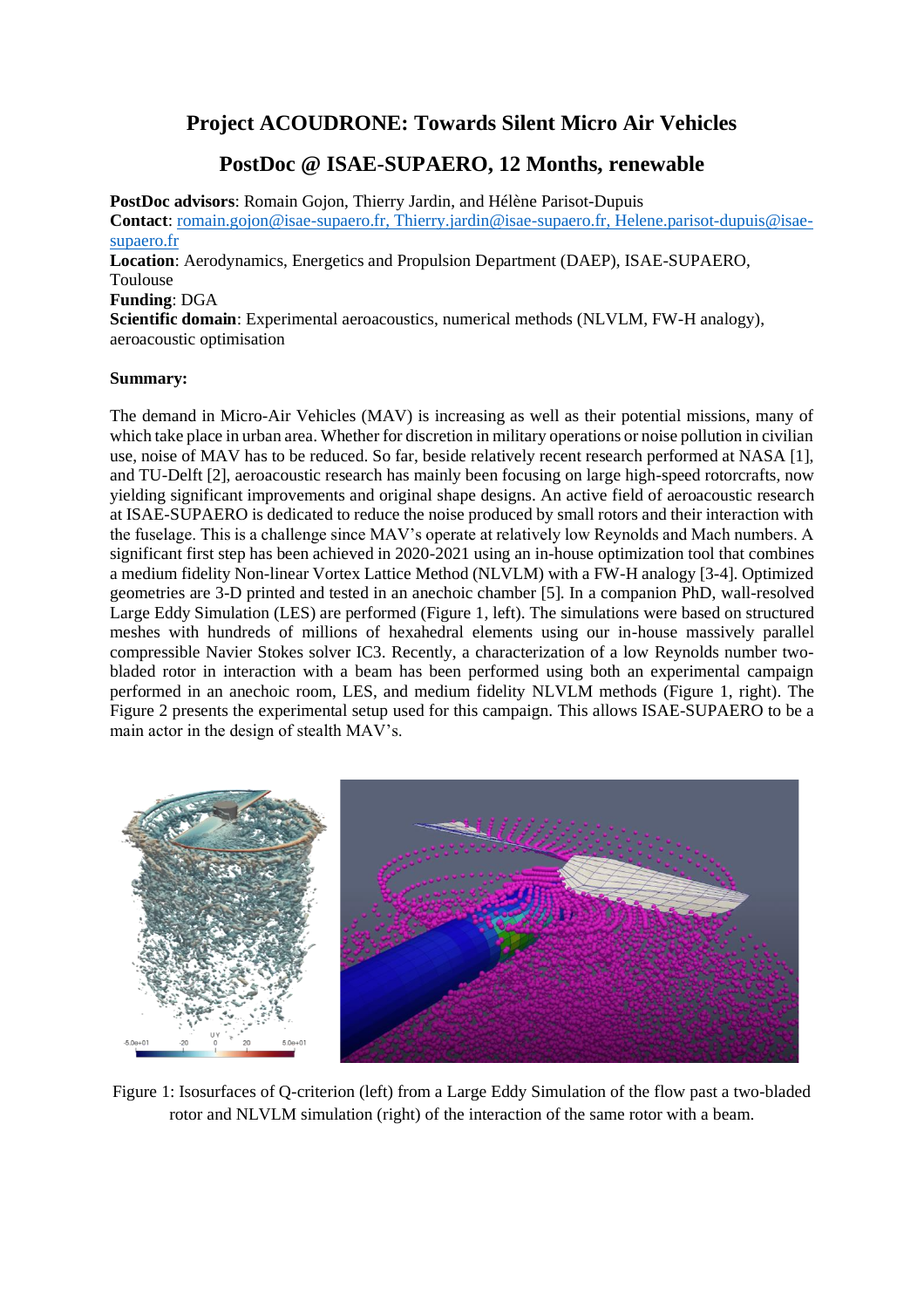# Project ACOUDRONE: Towards Silent Micro Air Vehicles

## PostDoc @ ISAE-SUPAERO, 12 Months, renewable

**PostDoc advisors**: Romain Gojon, Thierry Jardin, and Hélène Parisot-Dupuis
**Contact**: romain.gojon@isae-supaero.fr, Thierry.jardin@isae-supaero.fr, Helene.parisot-dupuis@isae-supaero.fr
**Location**: Aerodynamics, Energetics and Propulsion Department (DAEP), ISAE-SUPAERO, Toulouse
**Funding**: DGA
**Scientific domain**: Experimental aeroacoustics, numerical methods (NLVLM, FW-H analogy), aeroacoustic optimisation

**Summary:**

The demand in Micro-Air Vehicles (MAV) is increasing as well as their potential missions, many of which take place in urban area. Whether for discretion in military operations or noise pollution in civilian use, noise of MAV has to be reduced. So far, beside relatively recent research performed at NASA [1], and TU-Delft [2], aeroacoustic research has mainly been focusing on large high-speed rotorcrafts, now yielding significant improvements and original shape designs. An active field of aeroacoustic research at ISAE-SUPAERO is dedicated to reduce the noise produced by small rotors and their interaction with the fuselage. This is a challenge since MAV's operate at relatively low Reynolds and Mach numbers. A significant first step has been achieved in 2020-2021 using an in-house optimization tool that combines a medium fidelity Non-linear Vortex Lattice Method (NLVLM) with a FW-H analogy [3-4]. Optimized geometries are 3-D printed and tested in an anechoic chamber [5]. In a companion PhD, wall-resolved Large Eddy Simulation (LES) are performed (Figure 1, left). The simulations were based on structured meshes with hundreds of millions of hexahedral elements using our in-house massively parallel compressible Navier Stokes solver IC3. Recently, a characterization of a low Reynolds number two-bladed rotor in interaction with a beam has been performed using both an experimental campaign performed in an anechoic room, LES, and medium fidelity NLVLM methods (Figure 1, right). The Figure 2 presents the experimental setup used for this campaign. This allows ISAE-SUPAERO to be a main actor in the design of stealth MAV's.

Figure 1: Isosurfaces of Q-criterion (left) from a Large Eddy Simulation of the flow past a two-bladed rotor and NLVLM simulation (right) of the interaction of the same rotor with a beam.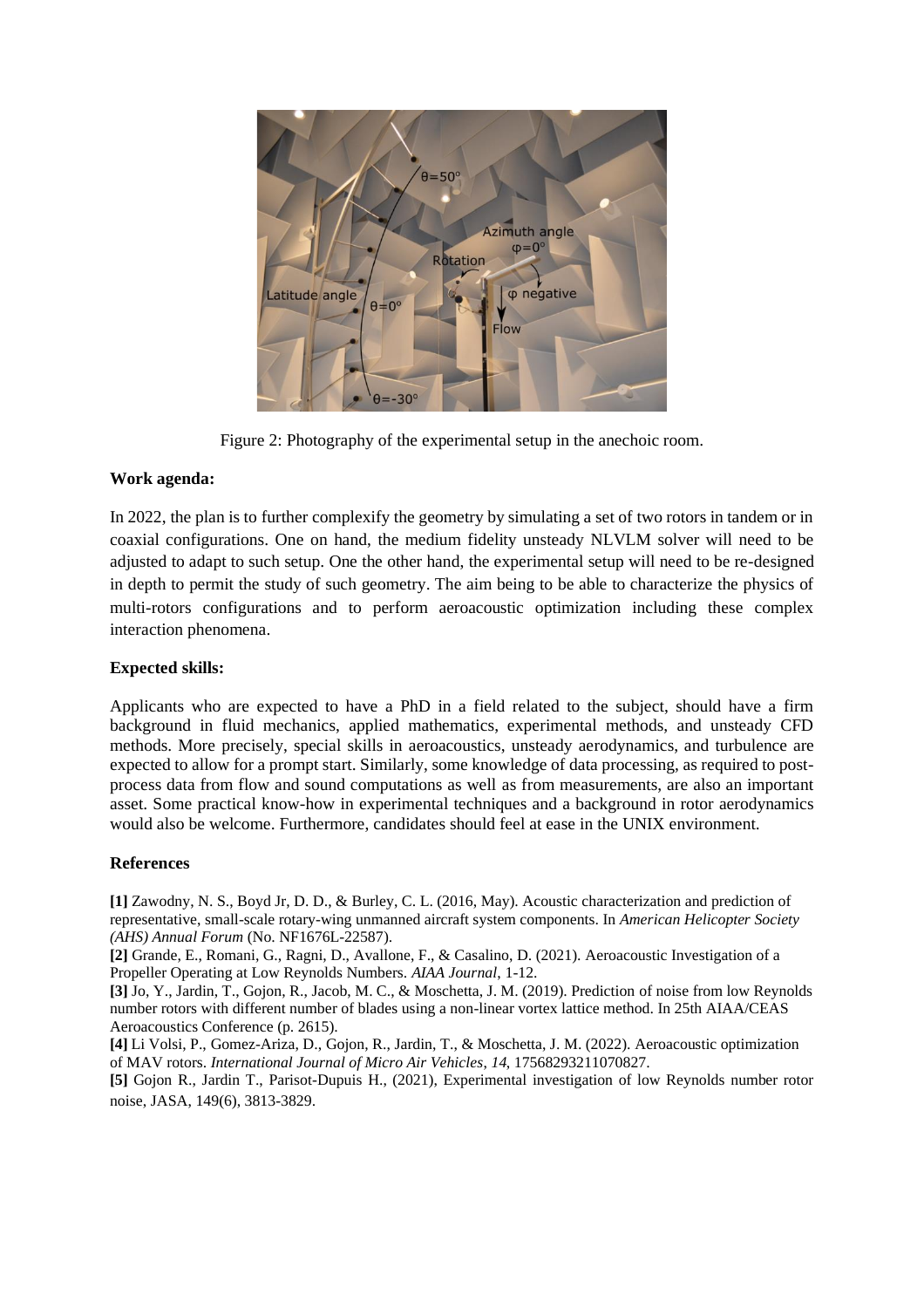Figure 2: Photography of the experimental setup in the anechoic room.

**Work agenda:**

In 2022, the plan is to further complexify the geometry by simulating a set of two rotors in tandem or in coaxial configurations. One on hand, the medium fidelity unsteady NLVLM solver will need to be adjusted to adapt to such setup. One the other hand, the experimental setup will need to be re-designed in depth to permit the study of such geometry. The aim being to be able to characterize the physics of multi-rotors configurations and to perform aeroacoustic optimization including these complex interaction phenomena.

**Expected skills:**

Applicants who are expected to have a PhD in a field related to the subject, should have a firm background in fluid mechanics, applied mathematics, experimental methods, and unsteady CFD methods. More precisely, special skills in aeroacoustics, unsteady aerodynamics, and turbulence are expected to allow for a prompt start. Similarly, some knowledge of data processing, as required to post-process data from flow and sound computations as well as from measurements, are also an important asset. Some practical know-how in experimental techniques and a background in rotor aerodynamics would also be welcome. Furthermore, candidates should feel at ease in the UNIX environment.

**References**

**[1]** Zawodny, N. S., Boyd Jr, D. D., & Burley, C. L. (2016, May). Acoustic characterization and prediction of representative, small-scale rotary-wing unmanned aircraft system components. In *American Helicopter Society (AHS) Annual Forum* (No. NF1676L-22587).

**[2]** Grande, E., Romani, G., Ragni, D., Avallone, F., & Casalino, D. (2021). Aeroacoustic Investigation of a Propeller Operating at Low Reynolds Numbers. *AIAA Journal*, 1-12.

**[3]** Jo, Y., Jardin, T., Gojon, R., Jacob, M. C., & Moschetta, J. M. (2019). Prediction of noise from low Reynolds number rotors with different number of blades using a non-linear vortex lattice method. In 25th AIAA/CEAS Aeroacoustics Conference (p. 2615).

**[4]** Li Volsi, P., Gomez-Ariza, D., Gojon, R., Jardin, T., & Moschetta, J. M. (2022). Aeroacoustic optimization of MAV rotors. *International Journal of Micro Air Vehicles*, *14*, 17568293211070827.

**[5]** Gojon R., Jardin T., Parisot-Dupuis H., (2021), Experimental investigation of low Reynolds number rotor noise, JASA, 149(6), 3813-3829.